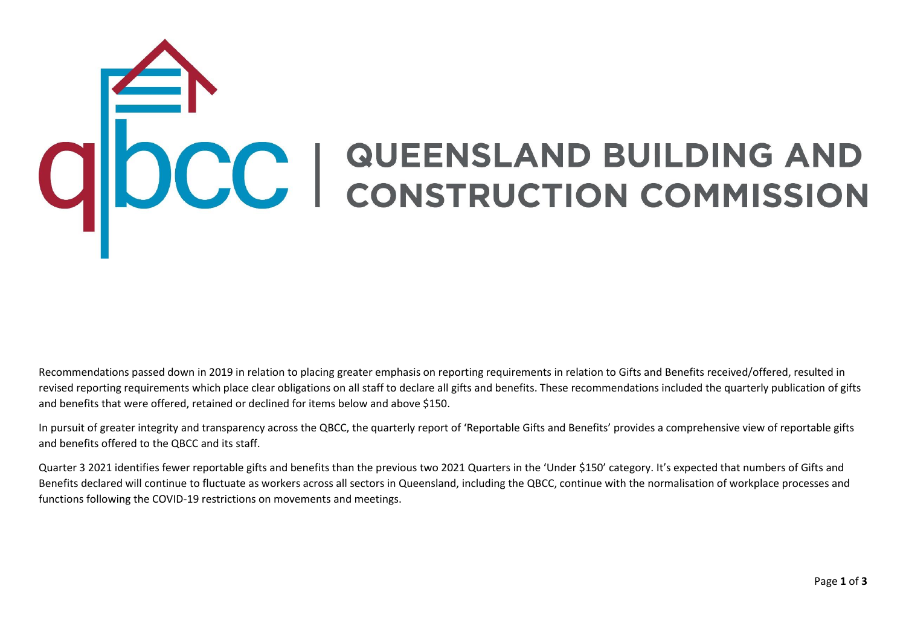# QUEENSLAND BUILDING AND CONSTRUCTION COMMISSION

Recommendations passed down in 2019 in relation to placing greater emphasis on reporting requirements in relation to Gifts and Benefits received/offered, resulted in revised reporting requirements which place clear obligations on all staff to declare all gifts and benefits. These recommendations included the quarterly publication of gifts and benefits that were offered, retained or declined for items below and above $150.

In pursuit of greater integrity and transparency across the QBCC, the quarterly report of 'Reportable Gifts and Benefits' provides a comprehensive view of reportable gifts and benefits offered to the QBCC and its staff.

Quarter 3 2021 identifies fewer reportable gifts and benefits than the previous two 2021 Quarters in the 'Under $150' category. It's expected that numbers of Gifts and Benefits declared will continue to fluctuate as workers across all sectors in Queensland, including the QBCC, continue with the normalisation of workplace processes and functions following the COVID-19 restrictions on movements and meetings.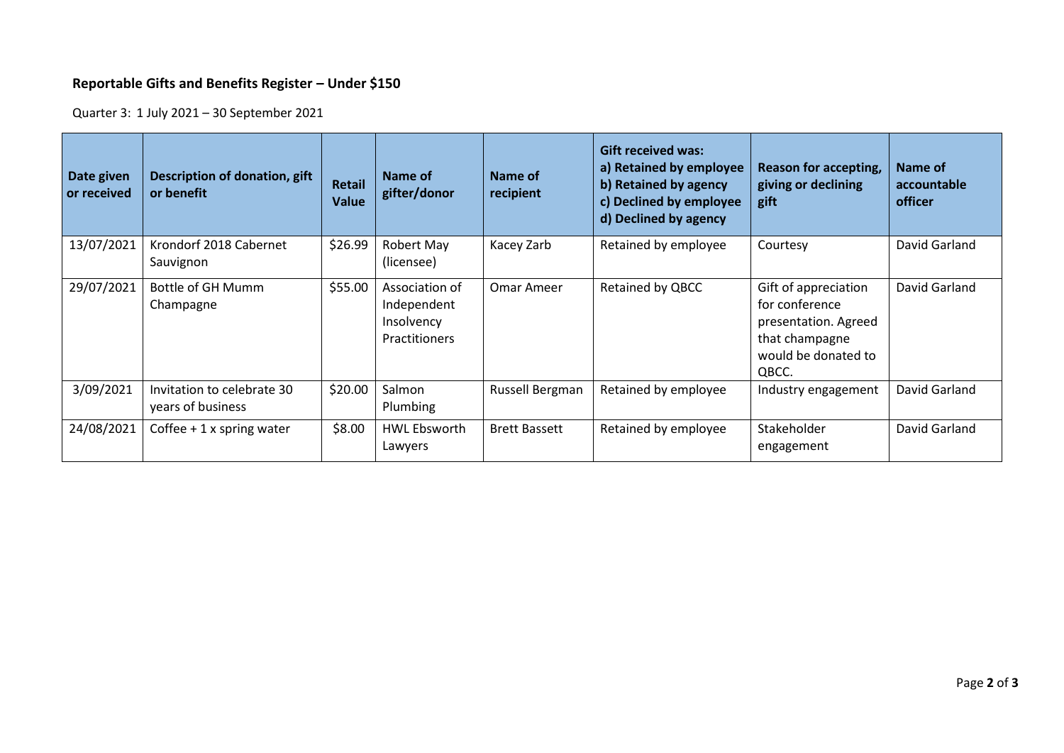## Reportable Gifts and Benefits Register – Under $150

Quarter 3: 1 July 2021 – 30 September 2021

| Date given or received | Description of donation, gift or benefit | Retail Value | Name of gifter/donor | Name of recipient | Gift received was: a) Retained by employee b) Retained by agency c) Declined by employee d) Declined by agency | Reason for accepting, giving or declining gift | Name of accountable officer |
|---|---|---|---|---|---|---|---|
| 13/07/2021 | Krondorf 2018 Cabernet Sauvignon | $26.99 | Robert May (licensee) | Kacey Zarb | Retained by employee | Courtesy | David Garland |
| 29/07/2021 | Bottle of GH Mumm Champagne | $55.00 | Association of Independent Insolvency Practitioners | Omar Ameer | Retained by QBCC | Gift of appreciation for conference presentation. Agreed that champagne would be donated to QBCC. | David Garland |
| 3/09/2021 | Invitation to celebrate 30 years of business | $20.00 | Salmon Plumbing | Russell Bergman | Retained by employee | Industry engagement | David Garland |
| 24/08/2021 | Coffee + 1 x spring water | $8.00 | HWL Ebsworth Lawyers | Brett Bassett | Retained by employee | Stakeholder engagement | David Garland |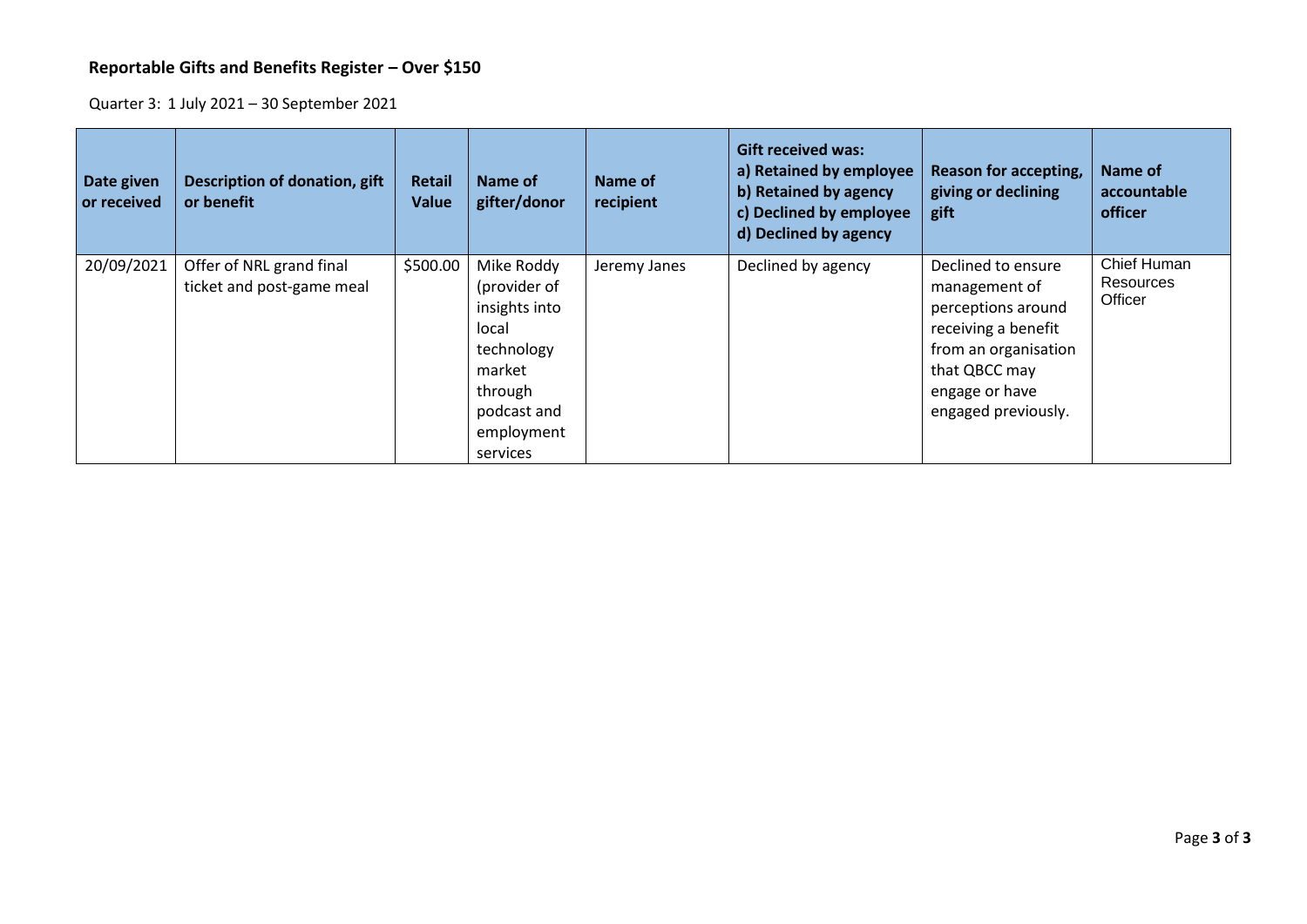## Reportable Gifts and Benefits Register – Over $150

Quarter 3: 1 July 2021 – 30 September 2021

| Date given or received | Description of donation, gift or benefit | Retail Value | Name of gifter/donor | Name of recipient | Gift received was: a) Retained by employee b) Retained by agency c) Declined by employee d) Declined by agency | Reason for accepting, giving or declining gift | Name of accountable officer |
|---|---|---|---|---|---|---|---|
| 20/09/2021 | Offer of NRL grand final ticket and post-game meal | $500.00 | Mike Roddy (provider of insights into local technology market through podcast and employment services | Jeremy Janes | Declined by agency | Declined to ensure management of perceptions around receiving a benefit from an organisation that QBCC may engage or have engaged previously. | Chief Human Resources Officer |